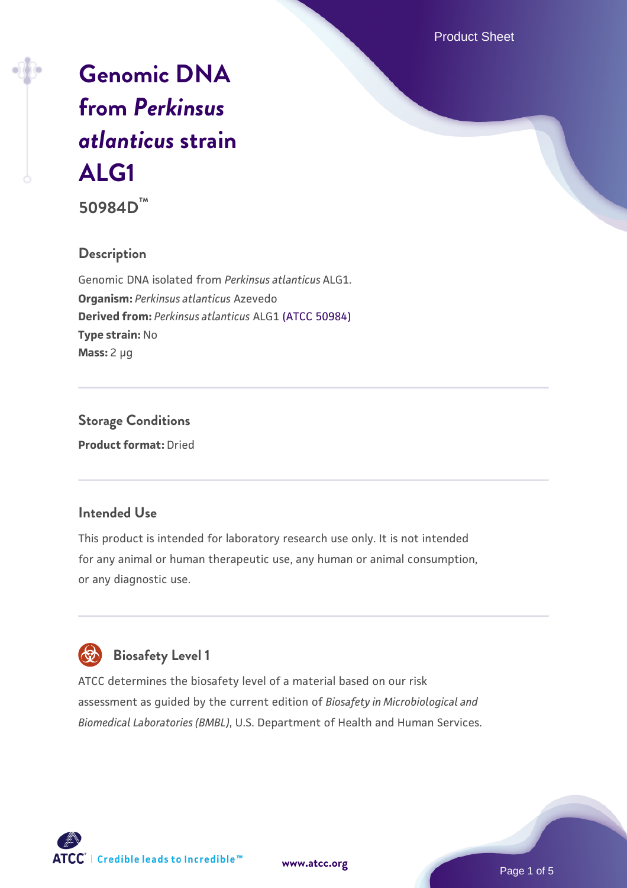# Genomic DNA from *Perkinsus atlanticus* strain ALG1

**50984D™**

## Description

Genomic DNA isolated from *Perkinsus atlanticus* ALG1.
**Organism:** *Perkinsus atlanticus* Azevedo
**Derived from:** *Perkinsus atlanticus* ALG1 (ATCC 50984)
**Type strain:** No
**Mass:** 2 µg

## Storage Conditions

**Product format:** Dried

## Intended Use

This product is intended for laboratory research use only. It is not intended for any animal or human therapeutic use, any human or animal consumption, or any diagnostic use.

## Biosafety Level 1

ATCC determines the biosafety level of a material based on our risk assessment as guided by the current edition of *Biosafety in Microbiological and Biomedical Laboratories (BMBL)*, U.S. Department of Health and Human Services.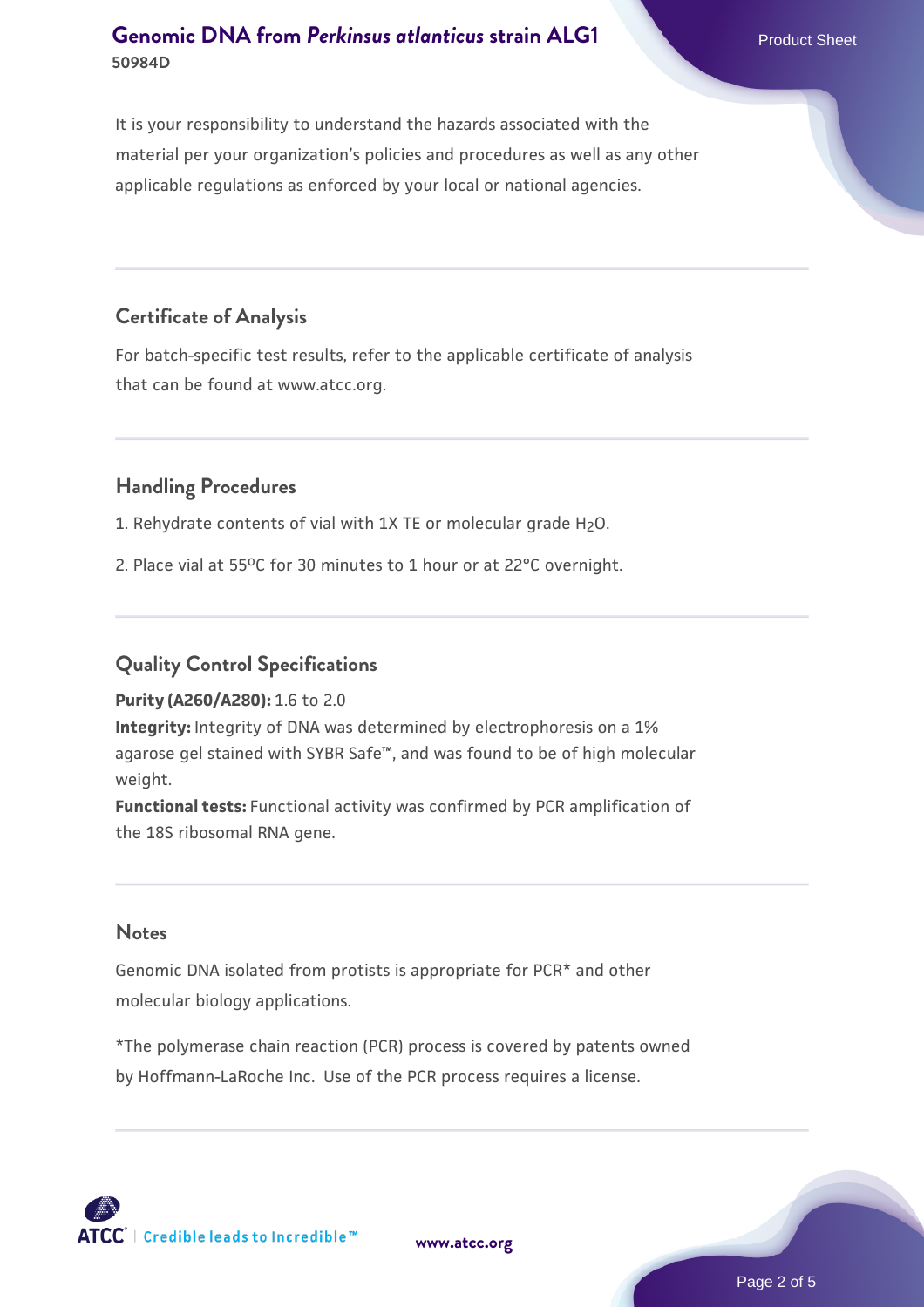It is your responsibility to understand the hazards associated with the material per your organization's policies and procedures as well as any other applicable regulations as enforced by your local or national agencies.

## Certificate of Analysis

For batch-specific test results, refer to the applicable certificate of analysis that can be found at www.atcc.org.

## Handling Procedures

1. Rehydrate contents of vial with 1X TE or molecular grade $H_2O$.

2. Place vial at 55°C for 30 minutes to 1 hour or at 22°C overnight.

## Quality Control Specifications

**Purity (A260/A280):** 1.6 to 2.0
**Integrity:** Integrity of DNA was determined by electrophoresis on a 1% agarose gel stained with SYBR Safe™, and was found to be of high molecular weight.
**Functional tests:** Functional activity was confirmed by PCR amplification of the 18S ribosomal RNA gene.

## Notes

Genomic DNA isolated from protists is appropriate for PCR* and other molecular biology applications.

*The polymerase chain reaction (PCR) process is covered by patents owned by Hoffmann-LaRoche Inc. Use of the PCR process requires a license.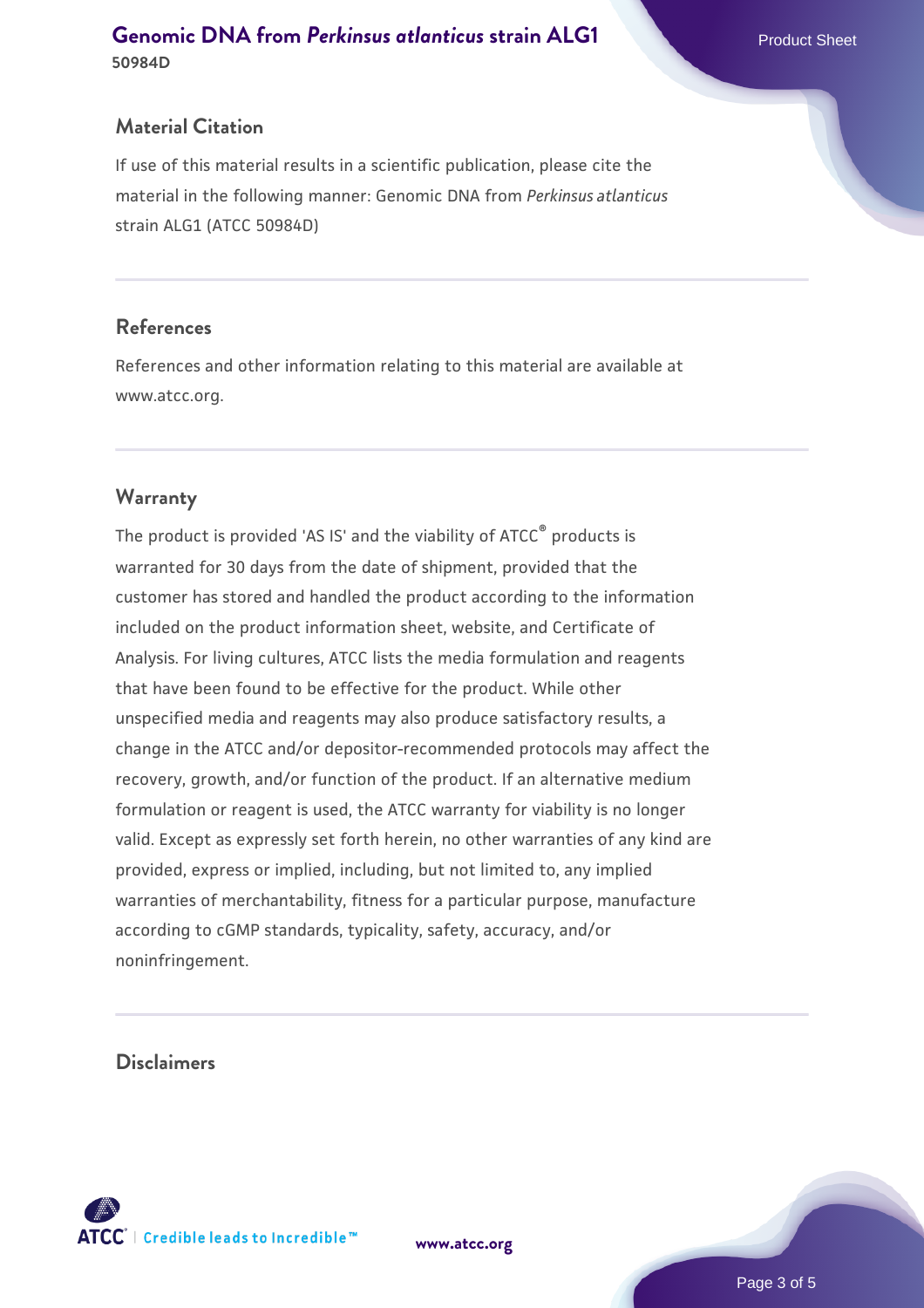## Material Citation

If use of this material results in a scientific publication, please cite the material in the following manner: Genomic DNA from *Perkinsus atlanticus* strain ALG1 (ATCC 50984D)

## References

References and other information relating to this material are available at www.atcc.org.

## Warranty

The product is provided 'AS IS' and the viability of ATCC® products is warranted for 30 days from the date of shipment, provided that the customer has stored and handled the product according to the information included on the product information sheet, website, and Certificate of Analysis. For living cultures, ATCC lists the media formulation and reagents that have been found to be effective for the product. While other unspecified media and reagents may also produce satisfactory results, a change in the ATCC and/or depositor-recommended protocols may affect the recovery, growth, and/or function of the product. If an alternative medium formulation or reagent is used, the ATCC warranty for viability is no longer valid. Except as expressly set forth herein, no other warranties of any kind are provided, express or implied, including, but not limited to, any implied warranties of merchantability, fitness for a particular purpose, manufacture according to cGMP standards, typicality, safety, accuracy, and/or noninfringement.

## Disclaimers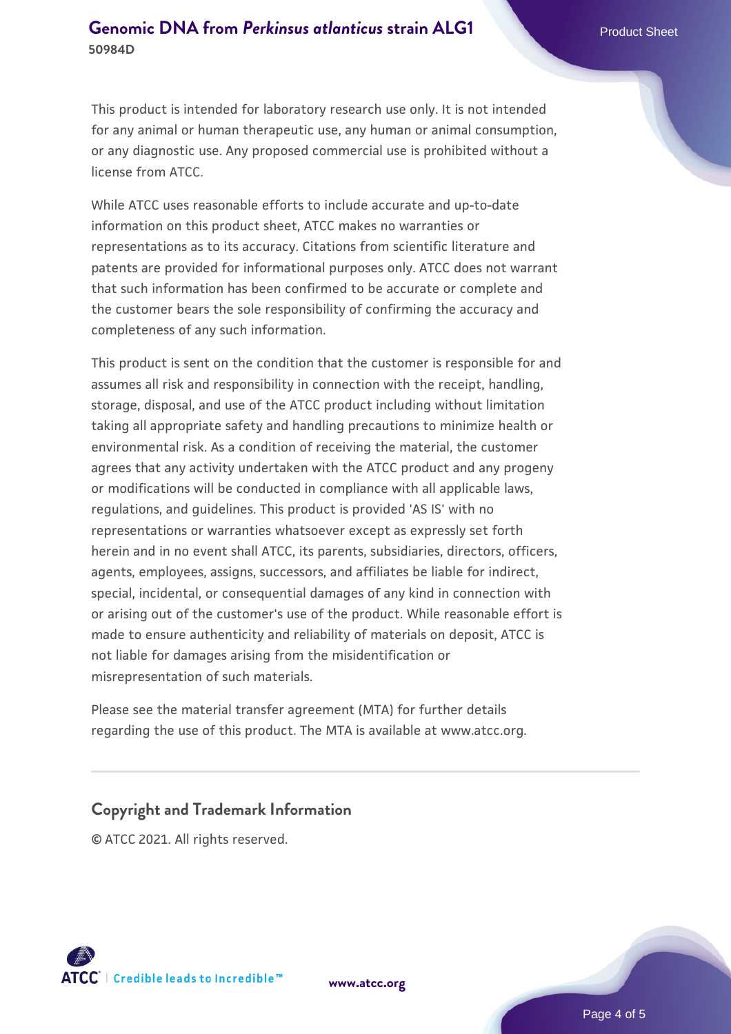This product is intended for laboratory research use only. It is not intended for any animal or human therapeutic use, any human or animal consumption, or any diagnostic use. Any proposed commercial use is prohibited without a license from ATCC.

While ATCC uses reasonable efforts to include accurate and up-to-date information on this product sheet, ATCC makes no warranties or representations as to its accuracy. Citations from scientific literature and patents are provided for informational purposes only. ATCC does not warrant that such information has been confirmed to be accurate or complete and the customer bears the sole responsibility of confirming the accuracy and completeness of any such information.

This product is sent on the condition that the customer is responsible for and assumes all risk and responsibility in connection with the receipt, handling, storage, disposal, and use of the ATCC product including without limitation taking all appropriate safety and handling precautions to minimize health or environmental risk. As a condition of receiving the material, the customer agrees that any activity undertaken with the ATCC product and any progeny or modifications will be conducted in compliance with all applicable laws, regulations, and guidelines. This product is provided 'AS IS' with no representations or warranties whatsoever except as expressly set forth herein and in no event shall ATCC, its parents, subsidiaries, directors, officers, agents, employees, assigns, successors, and affiliates be liable for indirect, special, incidental, or consequential damages of any kind in connection with or arising out of the customer's use of the product. While reasonable effort is made to ensure authenticity and reliability of materials on deposit, ATCC is not liable for damages arising from the misidentification or misrepresentation of such materials.

Please see the material transfer agreement (MTA) for further details regarding the use of this product. The MTA is available at www.atcc.org.

## Copyright and Trademark Information

© ATCC 2021. All rights reserved.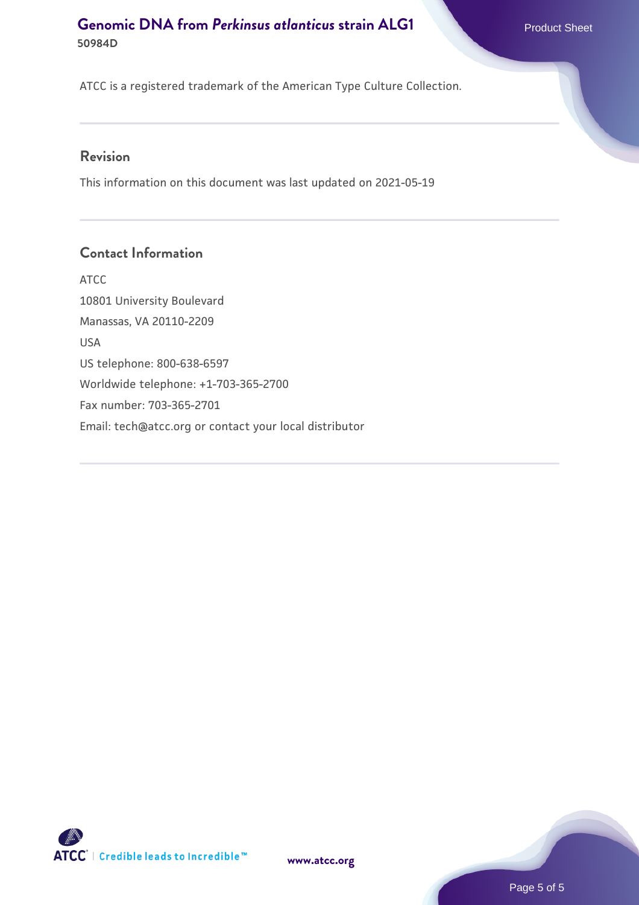ATCC is a registered trademark of the American Type Culture Collection.

## Revision

This information on this document was last updated on 2021-05-19

## Contact Information

ATCC
10801 University Boulevard
Manassas, VA 20110-2209
USA
US telephone: 800-638-6597
Worldwide telephone: +1-703-365-2700
Fax number: 703-365-2701
Email: tech@atcc.org or contact your local distributor